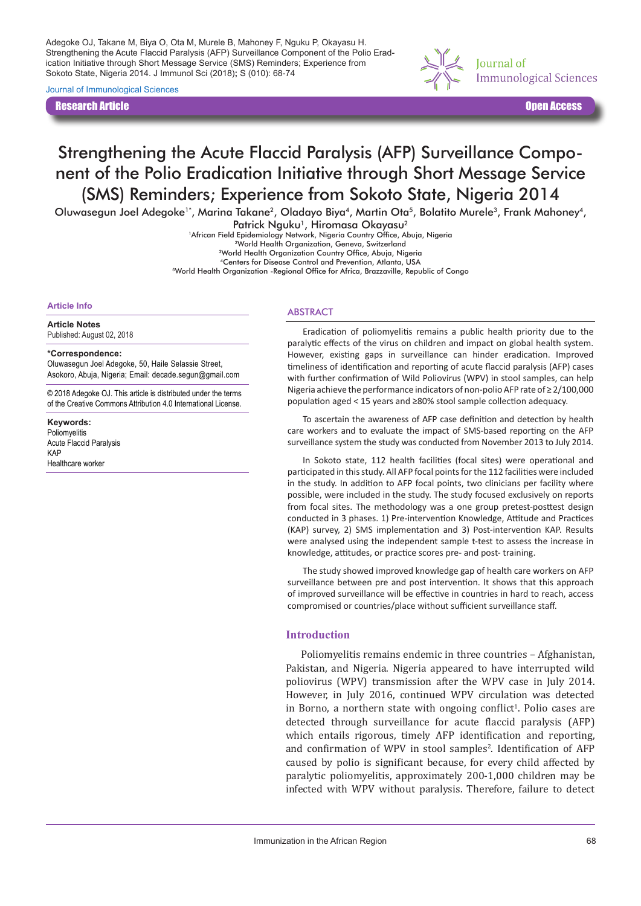Adegoke OJ, Takane M, Biya O, Ota M, Murele B, Mahoney F, Nguku P, Okayasu H. Strengthening the Acute Flaccid Paralysis (AFP) Surveillance Component of the Polio Eradication Initiative through Short Message Service (SMS) Reminders; Experience from Sokoto State, Nigeria 2014. J Immunol Sci (2018); S (010): 68-74

Journal of Immunological Sciences

**Research Article** | **Open Access**

# Strengthening the Acute Flaccid Paralysis (AFP) Surveillance Component of the Polio Eradication Initiative through Short Message Service (SMS) Reminders; Experience from Sokoto State, Nigeria 2014

Oluwasegun Joel Adegoke[1*], Marina Takane[2], Oladayo Biya[4], Martin Ota[5], Bolatito Murele[3], Frank Mahoney[4], Patrick Nguku[1], Hiromasa Okayasu[2]

[1]African Field Epidemiology Network, Nigeria Country Office, Abuja, Nigeria
[2]World Health Organization, Geneva, Switzerland
[3]World Health Organization Country Office, Abuja, Nigeria
[4]Centers for Disease Control and Prevention, Atlanta, USA
[5]World Health Organization -Regional Office for Africa, Brazzaville, Republic of Congo

**Article Info**

**Article Notes**
Published: August 02, 2018

**\*Correspondence:**
Oluwasegun Joel Adegoke, 50, Haile Selassie Street, Asokoro, Abuja, Nigeria; Email: decade.segun@gmail.com

© 2018 Adegoke OJ. This article is distributed under the terms of the Creative Commons Attribution 4.0 International License.

**Keywords:**
Poliomyelitis
Acute Flaccid Paralysis
KAP
Healthcare worker

## ABSTRACT

Eradication of poliomyelitis remains a public health priority due to the paralytic effects of the virus on children and impact on global health system. However, existing gaps in surveillance can hinder eradication. Improved timeliness of identification and reporting of acute flaccid paralysis (AFP) cases with further confirmation of Wild Poliovirus (WPV) in stool samples, can help Nigeria achieve the performance indicators of non-polio AFP rate of ≥ 2/100,000 population aged < 15 years and ≥80% stool sample collection adequacy.

To ascertain the awareness of AFP case definition and detection by health care workers and to evaluate the impact of SMS-based reporting on the AFP surveillance system the study was conducted from November 2013 to July 2014.

In Sokoto state, 112 health facilities (focal sites) were operational and participated in this study. All AFP focal points for the 112 facilities were included in the study. In addition to AFP focal points, two clinicians per facility where possible, were included in the study. The study focused exclusively on reports from focal sites. The methodology was a one group pretest-posttest design conducted in 3 phases. 1) Pre-intervention Knowledge, Attitude and Practices (KAP) survey, 2) SMS implementation and 3) Post-intervention KAP. Results were analysed using the independent sample t-test to assess the increase in knowledge, attitudes, or practice scores pre- and post- training.

The study showed improved knowledge gap of health care workers on AFP surveillance between pre and post intervention. It shows that this approach of improved surveillance will be effective in countries in hard to reach, access compromised or countries/place without sufficient surveillance staff.

## Introduction

Poliomyelitis remains endemic in three countries – Afghanistan, Pakistan, and Nigeria. Nigeria appeared to have interrupted wild poliovirus (WPV) transmission after the WPV case in July 2014. However, in July 2016, continued WPV circulation was detected in Borno, a northern state with ongoing conflict[1]. Polio cases are detected through surveillance for acute flaccid paralysis (AFP) which entails rigorous, timely AFP identification and reporting, and confirmation of WPV in stool samples[2]. Identification of AFP caused by polio is significant because, for every child affected by paralytic poliomyelitis, approximately 200-1,000 children may be infected with WPV without paralysis. Therefore, failure to detect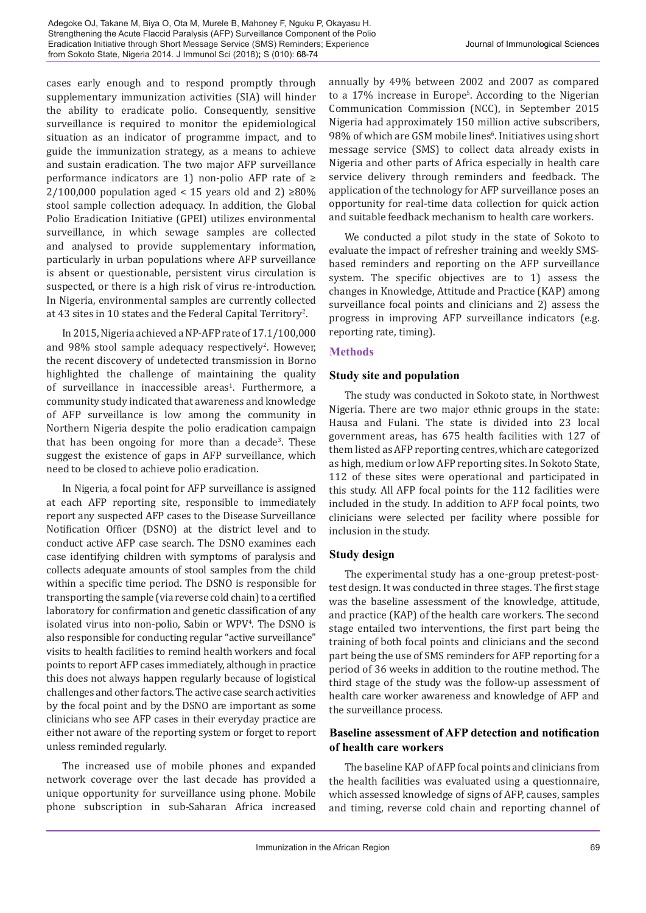cases early enough and to respond promptly through supplementary immunization activities (SIA) will hinder the ability to eradicate polio. Consequently, sensitive surveillance is required to monitor the epidemiological situation as an indicator of programme impact, and to guide the immunization strategy, as a means to achieve and sustain eradication. The two major AFP surveillance performance indicators are 1) non-polio AFP rate of ≥ 2/100,000 population aged < 15 years old and 2) ≥80% stool sample collection adequacy. In addition, the Global Polio Eradication Initiative (GPEI) utilizes environmental surveillance, in which sewage samples are collected and analysed to provide supplementary information, particularly in urban populations where AFP surveillance is absent or questionable, persistent virus circulation is suspected, or there is a high risk of virus re-introduction. In Nigeria, environmental samples are currently collected at 43 sites in 10 states and the Federal Capital Territory[2].

In 2015, Nigeria achieved a NP-AFP rate of 17.1/100,000 and 98% stool sample adequacy respectively[2]. However, the recent discovery of undetected transmission in Borno highlighted the challenge of maintaining the quality of surveillance in inaccessible areas[1]. Furthermore, a community study indicated that awareness and knowledge of AFP surveillance is low among the community in Northern Nigeria despite the polio eradication campaign that has been ongoing for more than a decade[3]. These suggest the existence of gaps in AFP surveillance, which need to be closed to achieve polio eradication.

In Nigeria, a focal point for AFP surveillance is assigned at each AFP reporting site, responsible to immediately report any suspected AFP cases to the Disease Surveillance Notification Officer (DSNO) at the district level and to conduct active AFP case search. The DSNO examines each case identifying children with symptoms of paralysis and collects adequate amounts of stool samples from the child within a specific time period. The DSNO is responsible for transporting the sample (via reverse cold chain) to a certified laboratory for confirmation and genetic classification of any isolated virus into non-polio, Sabin or WPV[4]. The DSNO is also responsible for conducting regular "active surveillance" visits to health facilities to remind health workers and focal points to report AFP cases immediately, although in practice this does not always happen regularly because of logistical challenges and other factors. The active case search activities by the focal point and by the DSNO are important as some clinicians who see AFP cases in their everyday practice are either not aware of the reporting system or forget to report unless reminded regularly.

The increased use of mobile phones and expanded network coverage over the last decade has provided a unique opportunity for surveillance using phone. Mobile phone subscription in sub-Saharan Africa increased annually by 49% between 2002 and 2007 as compared to a 17% increase in Europe[5]. According to the Nigerian Communication Commission (NCC), in September 2015 Nigeria had approximately 150 million active subscribers, 98% of which are GSM mobile lines[6]. Initiatives using short message service (SMS) to collect data already exists in Nigeria and other parts of Africa especially in health care service delivery through reminders and feedback. The application of the technology for AFP surveillance poses an opportunity for real-time data collection for quick action and suitable feedback mechanism to health care workers.

We conducted a pilot study in the state of Sokoto to evaluate the impact of refresher training and weekly SMS-based reminders and reporting on the AFP surveillance system. The specific objectives are to 1) assess the changes in Knowledge, Attitude and Practice (KAP) among surveillance focal points and clinicians and 2) assess the progress in improving AFP surveillance indicators (e.g. reporting rate, timing).

## Methods

### Study site and population

The study was conducted in Sokoto state, in Northwest Nigeria. There are two major ethnic groups in the state: Hausa and Fulani. The state is divided into 23 local government areas, has 675 health facilities with 127 of them listed as AFP reporting centres, which are categorized as high, medium or low AFP reporting sites. In Sokoto State, 112 of these sites were operational and participated in this study. All AFP focal points for the 112 facilities were included in the study. In addition to AFP focal points, two clinicians were selected per facility where possible for inclusion in the study.

### Study design

The experimental study has a one-group pretest-posttest design. It was conducted in three stages. The first stage was the baseline assessment of the knowledge, attitude, and practice (KAP) of the health care workers. The second stage entailed two interventions, the first part being the training of both focal points and clinicians and the second part being the use of SMS reminders for AFP reporting for a period of 36 weeks in addition to the routine method. The third stage of the study was the follow-up assessment of health care worker awareness and knowledge of AFP and the surveillance process.

### Baseline assessment of AFP detection and notification of health care workers

The baseline KAP of AFP focal points and clinicians from the health facilities was evaluated using a questionnaire, which assessed knowledge of signs of AFP, causes, samples and timing, reverse cold chain and reporting channel of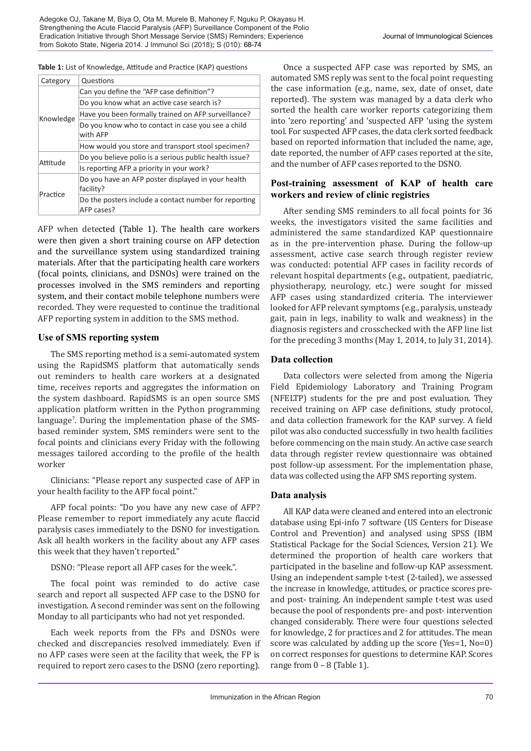**Table 1:** List of Knowledge, Attitude and Practice (KAP) questions

| Category | Questions |
|---|---|
| Knowledge | Can you define the "AFP case definition"? |
| | Do you know what an active case search is? |
| | Have you been formally trained on AFP surveillance? |
| | Do you know who to contact in case you see a child with AFP |
| | How would you store and transport stool specimen? |
| Attitude | Do you believe polio is a serious public health issue? |
| | Is reporting AFP a priority in your work? |
| Practice | Do you have an AFP poster displayed in your health facility? |
| | Do the posters include a contact number for reporting AFP cases? |

AFP when detected (Table 1). The health care workers were then given a short training course on AFP detection and the surveillance system using standardized training materials. After that the participating health care workers (focal points, clinicians, and DSNOs) were trained on the processes involved in the SMS reminders and reporting system, and their contact mobile telephone numbers were recorded. They were requested to continue the traditional AFP reporting system in addition to the SMS method.

## Use of SMS reporting system

The SMS reporting method is a semi-automated system using the RapidSMS platform that automatically sends out reminders to health care workers at a designated time, receives reports and aggregates the information on the system dashboard. RapidSMS is an open source SMS application platform written in the Python programming language[7]. During the implementation phase of the SMS-based reminder system, SMS reminders were sent to the focal points and clinicians every Friday with the following messages tailored according to the profile of the health worker

Clinicians: "Please report any suspected case of AFP in your health facility to the AFP focal point."

AFP focal points: "Do you have any new case of AFP? Please remember to report immediately any acute flaccid paralysis cases immediately to the DSNO for investigation. Ask all health workers in the facility about any AFP cases this week that they haven't reported."

DSNO: "Please report all AFP cases for the week.".

The focal point was reminded to do active case search and report all suspected AFP case to the DSNO for investigation. A second reminder was sent on the following Monday to all participants who had not yet responded.

Each week reports from the FPs and DSNOs were checked and discrepancies resolved immediately. Even if no AFP cases were seen at the facility that week, the FP is required to report zero cases to the DSNO (zero reporting).

Once a suspected AFP case was reported by SMS, an automated SMS reply was sent to the focal point requesting the case information (e.g., name, sex, date of onset, date reported). The system was managed by a data clerk who sorted the health care worker reports categorizing them into 'zero reporting' and 'suspected AFP 'using the system tool. For suspected AFP cases, the data clerk sorted feedback based on reported information that included the name, age, date reported, the number of AFP cases reported at the site, and the number of AFP cases reported to the DSNO.

## Post-training assessment of KAP of health care workers and review of clinic registries

After sending SMS reminders to all focal points for 36 weeks, the investigators visited the same facilities and administered the same standardized KAP questionnaire as in the pre-intervention phase. During the follow-up assessment, active case search through register review was conducted: potential AFP cases in facility records of relevant hospital departments (e.g., outpatient, paediatric, physiotherapy, neurology, etc.) were sought for missed AFP cases using standardized criteria. The interviewer looked for AFP relevant symptoms (e.g., paralysis, unsteady gait, pain in legs, inability to walk and weakness) in the diagnosis registers and crosschecked with the AFP line list for the preceding 3 months (May 1, 2014, to July 31, 2014).

## Data collection

Data collectors were selected from among the Nigeria Field Epidemiology Laboratory and Training Program (NFELTP) students for the pre and post evaluation. They received training on AFP case definitions, study protocol, and data collection framework for the KAP survey. A field pilot was also conducted successfully in two health facilities before commencing on the main study. An active case search data through register review questionnaire was obtained post follow-up assessment. For the implementation phase, data was collected using the AFP SMS reporting system.

## Data analysis

All KAP data were cleaned and entered into an electronic database using Epi-info 7 software (US Centers for Disease Control and Prevention) and analysed using SPSS (IBM Statistical Package for the Social Sciences, Version 21). We determined the proportion of health care workers that participated in the baseline and follow-up KAP assessment. Using an independent sample t-test (2-tailed), we assessed the increase in knowledge, attitudes, or practice scores pre- and post- training. An independent sample t-test was used because the pool of respondents pre- and post- intervention changed considerably. There were four questions selected for knowledge, 2 for practices and 2 for attitudes. The mean score was calculated by adding up the score (Yes=1, No=0) on correct responses for questions to determine KAP. Scores range from 0 – 8 (Table 1).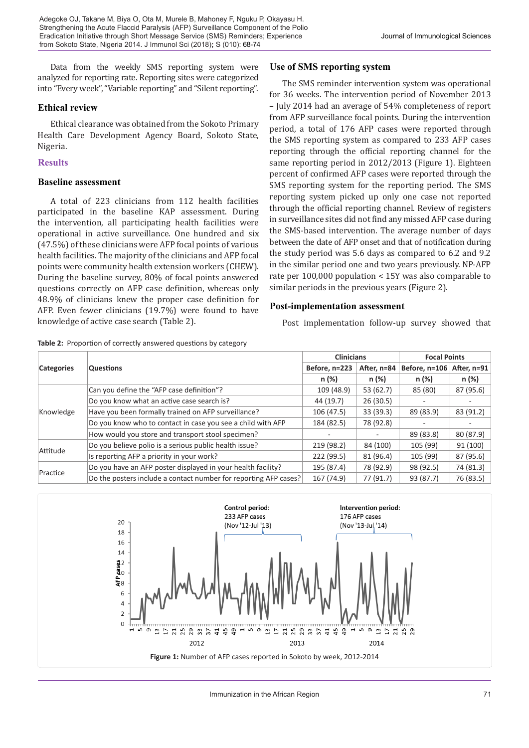Data from the weekly SMS reporting system were analyzed for reporting rate. Reporting sites were categorized into "Every week", "Variable reporting" and "Silent reporting".

### Ethical review

Ethical clearance was obtained from the Sokoto Primary Health Care Development Agency Board, Sokoto State, Nigeria.

## Results

### Baseline assessment

A total of 223 clinicians from 112 health facilities participated in the baseline KAP assessment. During the intervention, all participating health facilities were operational in active surveillance. One hundred and six (47.5%) of these clinicians were AFP focal points of various health facilities. The majority of the clinicians and AFP focal points were community health extension workers (CHEW). During the baseline survey, 80% of focal points answered questions correctly on AFP case definition, whereas only 48.9% of clinicians knew the proper case definition for AFP. Even fewer clinicians (19.7%) were found to have knowledge of active case search (Table 2).

### Use of SMS reporting system

The SMS reminder intervention system was operational for 36 weeks. The intervention period of November 2013 – July 2014 had an average of 54% completeness of report from AFP surveillance focal points. During the intervention period, a total of 176 AFP cases were reported through the SMS reporting system as compared to 233 AFP cases reporting through the official reporting channel for the same reporting period in 2012/2013 (Figure 1). Eighteen percent of confirmed AFP cases were reported through the SMS reporting system for the reporting period. The SMS reporting system picked up only one case not reported through the official reporting channel. Review of registers in surveillance sites did not find any missed AFP case during the SMS-based intervention. The average number of days between the date of AFP onset and that of notification during the study period was 5.6 days as compared to 6.2 and 9.2 in the similar period one and two years previously. NP-AFP rate per 100,000 population < 15Y was also comparable to similar periods in the previous years (Figure 2).

### Post-implementation assessment

Post implementation follow-up survey showed that

**Table 2:** Proportion of correctly answered questions by category

| Categories | Questions | Clinicians | | Focal Points | |
|---|---|---|---|---|---|
| | | Before, n=223 | After, n=84 | Before, n=106 | After, n=91 |
| | | n (%) | n (%) | n (%) | n (%) |
| Knowledge | Can you define the "AFP case definition"? | 109 (48.9) | 53 (62.7) | 85 (80) | 87 (95.6) |
| | Do you know what an active case search is? | 44 (19.7) | 26 (30.5) | - | - |
| | Have you been formally trained on AFP surveillance? | 106 (47.5) | 33 (39.3) | 89 (83.9) | 83 (91.2) |
| | Do you know who to contact in case you see a child with AFP | 184 (82.5) | 78 (92.8) | - | - |
| | How would you store and transport stool specimen? | - | - | 89 (83.8) | 80 (87.9) |
| Attitude | Do you believe polio is a serious public health issue? | 219 (98.2) | 84 (100) | 105 (99) | 91 (100) |
| | Is reporting AFP a priority in your work? | 222 (99.5) | 81 (96.4) | 105 (99) | 87 (95.6) |
| Practice | Do you have an AFP poster displayed in your health facility? | 195 (87.4) | 78 (92.9) | 98 (92.5) | 74 (81.3) |
| | Do the posters include a contact number for reporting AFP cases? | 167 (74.9) | 77 (91.7) | 93 (87.7) | 76 (83.5) |

**Figure 1:** Number of AFP cases reported in Sokoto by week, 2012-2014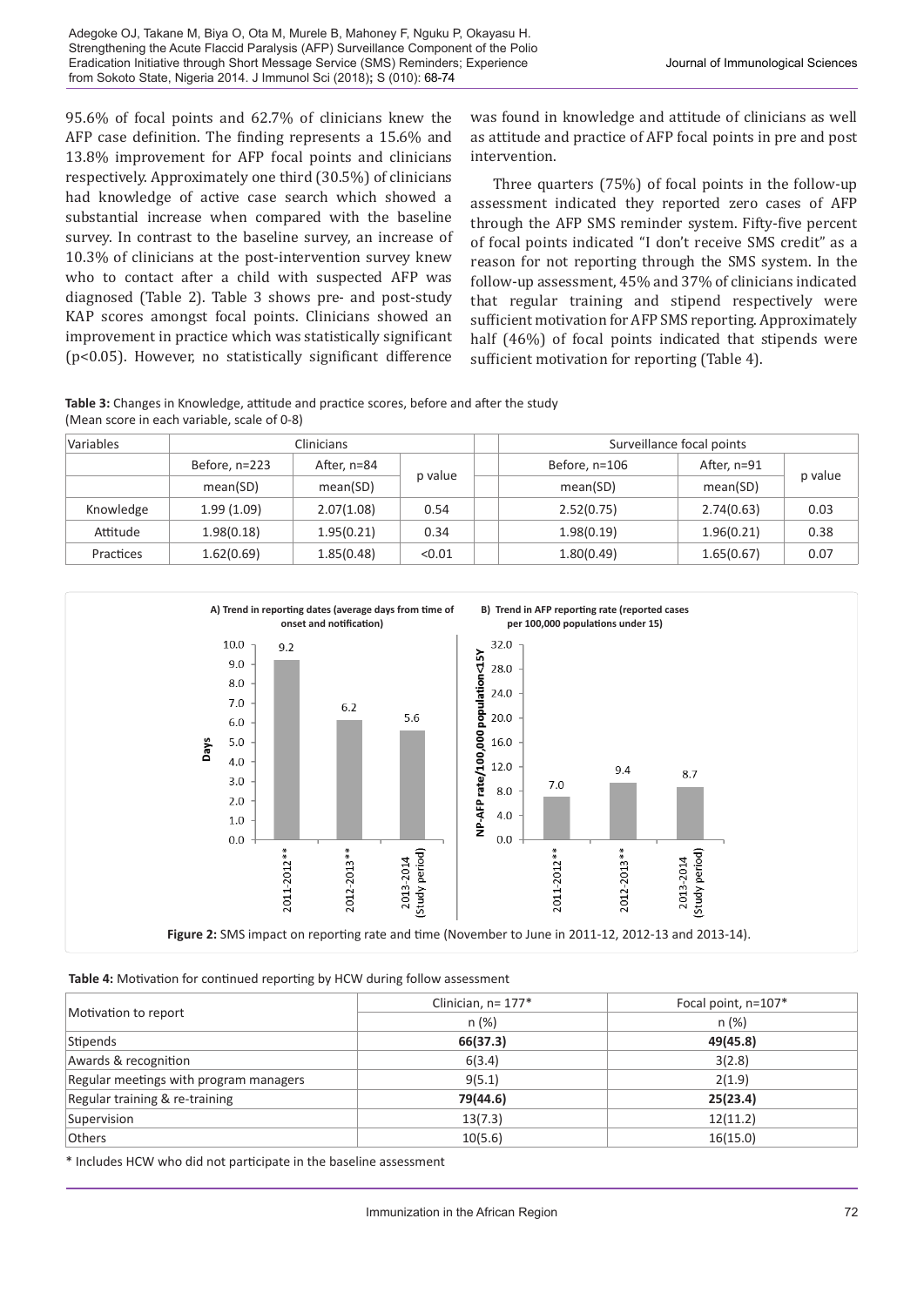95.6% of focal points and 62.7% of clinicians knew the AFP case definition. The finding represents a 15.6% and 13.8% improvement for AFP focal points and clinicians respectively. Approximately one third (30.5%) of clinicians had knowledge of active case search which showed a substantial increase when compared with the baseline survey. In contrast to the baseline survey, an increase of 10.3% of clinicians at the post-intervention survey knew who to contact after a child with suspected AFP was diagnosed (Table 2). Table 3 shows pre- and post-study KAP scores amongst focal points. Clinicians showed an improvement in practice which was statistically significant ($p<0.05$). However, no statistically significant difference was found in knowledge and attitude of clinicians as well as attitude and practice of AFP focal points in pre and post intervention.

Three quarters (75%) of focal points in the follow-up assessment indicated they reported zero cases of AFP through the AFP SMS reminder system. Fifty-five percent of focal points indicated "I don't receive SMS credit" as a reason for not reporting through the SMS system. In the follow-up assessment, 45% and 37% of clinicians indicated that regular training and stipend respectively were sufficient motivation for AFP SMS reporting. Approximately half (46%) of focal points indicated that stipends were sufficient motivation for reporting (Table 4).

**Table 3:** Changes in Knowledge, attitude and practice scores, before and after the study (Mean score in each variable, scale of 0-8)

| Variables | Clinicians | | | Surveillance focal points | | |
|---|---|---|---|---|---|---|
| | Before, n=223 | After, n=84 | p value | Before, n=106 | After, n=91 | p value |
| | mean(SD) | mean(SD) | | mean(SD) | mean(SD) | |
| Knowledge | 1.99 (1.09) | 2.07(1.08) | 0.54 | 2.52(0.75) | 2.74(0.63) | 0.03 |
| Attitude | 1.98(0.18) | 1.95(0.21) | 0.34 | 1.98(0.19) | 1.96(0.21) | 0.38 |
| Practices | 1.62(0.69) | 1.85(0.48) | <0.01 | 1.80(0.49) | 1.65(0.67) | 0.07 |

**A) Trend in reporting dates (average days from time of onset and notification)**

| Period | Days |
|---|---|
| 2011-2012** | 9.2 |
| 2012-2013** | 6.2 |
| 2013-2014 (Study period) | 5.6 |

**B) Trend in AFP reporting rate (reported cases per 100,000 populations under 15)**

| Period | NP-AFP rate/100,000 population<15Y |
|---|---|
| 2011-2012** | 7.0 |
| 2012-2013** | 9.4 |
| 2013-2014 (Study period) | 8.7 |

**Figure 2:** SMS impact on reporting rate and time (November to June in 2011-12, 2012-13 and 2013-14).

**Table 4:** Motivation for continued reporting by HCW during follow assessment

| Motivation to report | Clinician, n= 177* | Focal point, n=107* |
|---|---|---|
| | n (%) | n (%) |
| Stipends | **66(37.3)** | **49(45.8)** |
| Awards & recognition | 6(3.4) | 3(2.8) |
| Regular meetings with program managers | 9(5.1) | 2(1.9) |
| Regular training & re-training | **79(44.6)** | **25(23.4)** |
| Supervision | 13(7.3) | 12(11.2) |
| Others | 10(5.6) | 16(15.0) |

\* Includes HCW who did not participate in the baseline assessment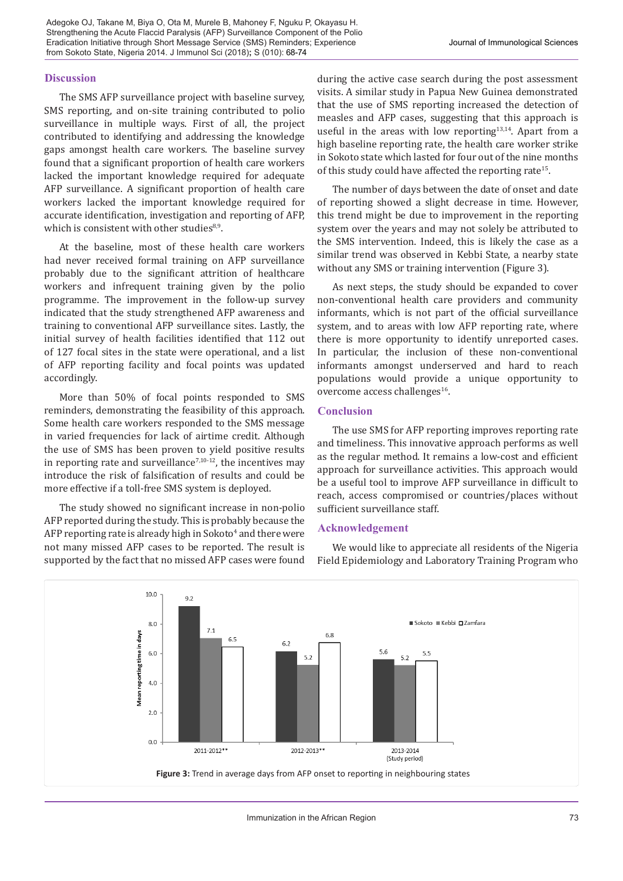## Discussion

The SMS AFP surveillance project with baseline survey, SMS reporting, and on-site training contributed to polio surveillance in multiple ways. First of all, the project contributed to identifying and addressing the knowledge gaps amongst health care workers. The baseline survey found that a significant proportion of health care workers lacked the important knowledge required for adequate AFP surveillance. A significant proportion of health care workers lacked the important knowledge required for accurate identification, investigation and reporting of AFP, which is consistent with other studies[8,9].

At the baseline, most of these health care workers had never received formal training on AFP surveillance probably due to the significant attrition of healthcare workers and infrequent training given by the polio programme. The improvement in the follow-up survey indicated that the study strengthened AFP awareness and training to conventional AFP surveillance sites. Lastly, the initial survey of health facilities identified that 112 out of 127 focal sites in the state were operational, and a list of AFP reporting facility and focal points was updated accordingly.

More than 50% of focal points responded to SMS reminders, demonstrating the feasibility of this approach. Some health care workers responded to the SMS message in varied frequencies for lack of airtime credit. Although the use of SMS has been proven to yield positive results in reporting rate and surveillance[7,10-12], the incentives may introduce the risk of falsification of results and could be more effective if a toll-free SMS system is deployed.

The study showed no significant increase in non-polio AFP reported during the study. This is probably because the AFP reporting rate is already high in Sokoto[4] and there were not many missed AFP cases to be reported. The result is supported by the fact that no missed AFP cases were found during the active case search during the post assessment visits. A similar study in Papua New Guinea demonstrated that the use of SMS reporting increased the detection of measles and AFP cases, suggesting that this approach is useful in the areas with low reporting[13,14]. Apart from a high baseline reporting rate, the health care worker strike in Sokoto state which lasted for four out of the nine months of this study could have affected the reporting rate[15].

The number of days between the date of onset and date of reporting showed a slight decrease in time. However, this trend might be due to improvement in the reporting system over the years and may not solely be attributed to the SMS intervention. Indeed, this is likely the case as a similar trend was observed in Kebbi State, a nearby state without any SMS or training intervention (Figure 3).

As next steps, the study should be expanded to cover non-conventional health care providers and community informants, which is not part of the official surveillance system, and to areas with low AFP reporting rate, where there is more opportunity to identify unreported cases. In particular, the inclusion of these non-conventional informants amongst underserved and hard to reach populations would provide a unique opportunity to overcome access challenges[16].

## Conclusion

The use SMS for AFP reporting improves reporting rate and timeliness. This innovative approach performs as well as the regular method. It remains a low-cost and efficient approach for surveillance activities. This approach would be a useful tool to improve AFP surveillance in difficult to reach, access compromised or countries/places without sufficient surveillance staff.

## Acknowledgement

We would like to appreciate all residents of the Nigeria Field Epidemiology and Laboratory Training Program who

| Period | Sokoto | Kebbi | Zamfara |
|---|---|---|---|
| 2011-2012** | 9.2 | 7.1 | 6.5 |
| 2012-2013** | 6.2 | 5.2 | 6.8 |
| 2013-2014 (Study period) | 5.6 | 5.2 | 5.5 |

Mean reporting time in days

**Figure 3:** Trend in average days from AFP onset to reporting in neighbouring states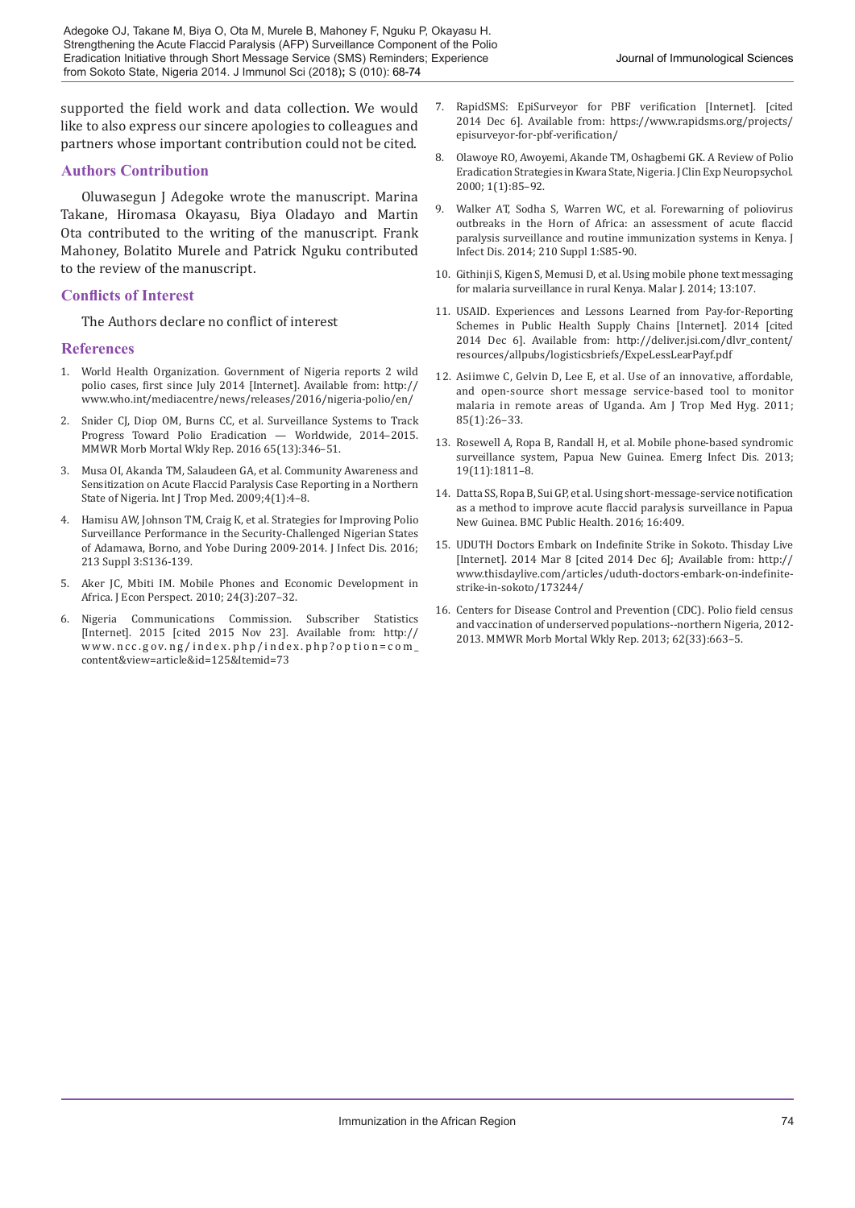supported the field work and data collection. We would like to also express our sincere apologies to colleagues and partners whose important contribution could not be cited.

## Authors Contribution

Oluwasegun J Adegoke wrote the manuscript. Marina Takane, Hiromasa Okayasu, Biya Oladayo and Martin Ota contributed to the writing of the manuscript. Frank Mahoney, Bolatito Murele and Patrick Nguku contributed to the review of the manuscript.

## Conflicts of Interest

The Authors declare no conflict of interest

## References

1. World Health Organization. Government of Nigeria reports 2 wild polio cases, first since July 2014 [Internet]. Available from: http://www.who.int/mediacentre/news/releases/2016/nigeria-polio/en/
2. Snider CJ, Diop OM, Burns CC, et al. Surveillance Systems to Track Progress Toward Polio Eradication — Worldwide, 2014–2015. MMWR Morb Mortal Wkly Rep. 2016 65(13):346–51.
3. Musa OI, Akanda TM, Salaudeen GA, et al. Community Awareness and Sensitization on Acute Flaccid Paralysis Case Reporting in a Northern State of Nigeria. Int J Trop Med. 2009;4(1):4–8.
4. Hamisu AW, Johnson TM, Craig K, et al. Strategies for Improving Polio Surveillance Performance in the Security-Challenged Nigerian States of Adamawa, Borno, and Yobe During 2009-2014. J Infect Dis. 2016; 213 Suppl 3:S136-139.
5. Aker JC, Mbiti IM. Mobile Phones and Economic Development in Africa. J Econ Perspect. 2010; 24(3):207–32.
6. Nigeria Communications Commission. Subscriber Statistics [Internet]. 2015 [cited 2015 Nov 23]. Available from: http://www.ncc.gov.ng/index.php/index.php?option=com_content&view=article&id=125&Itemid=73
7. RapidSMS: EpiSurveyor for PBF verification [Internet]. [cited 2014 Dec 6]. Available from: https://www.rapidsms.org/projects/episurveyor-for-pbf-verification/
8. Olawoye RO, Awoyemi, Akande TM, Oshagbemi GK. A Review of Polio Eradication Strategies in Kwara State, Nigeria. J Clin Exp Neuropsychol. 2000; 1(1):85–92.
9. Walker AT, Sodha S, Warren WC, et al. Forewarning of poliovirus outbreaks in the Horn of Africa: an assessment of acute flaccid paralysis surveillance and routine immunization systems in Kenya. J Infect Dis. 2014; 210 Suppl 1:S85-90.
10. Githinji S, Kigen S, Memusi D, et al. Using mobile phone text messaging for malaria surveillance in rural Kenya. Malar J. 2014; 13:107.
11. USAID. Experiences and Lessons Learned from Pay-for-Reporting Schemes in Public Health Supply Chains [Internet]. 2014 [cited 2014 Dec 6]. Available from: http://deliver.jsi.com/dlvr_content/resources/allpubs/logisticsbriefs/ExpeLessLearPayf.pdf
12. Asiimwe C, Gelvin D, Lee E, et al. Use of an innovative, affordable, and open-source short message service-based tool to monitor malaria in remote areas of Uganda. Am J Trop Med Hyg. 2011; 85(1):26–33.
13. Rosewell A, Ropa B, Randall H, et al. Mobile phone-based syndromic surveillance system, Papua New Guinea. Emerg Infect Dis. 2013; 19(11):1811–8.
14. Datta SS, Ropa B, Sui GP, et al. Using short-message-service notification as a method to improve acute flaccid paralysis surveillance in Papua New Guinea. BMC Public Health. 2016; 16:409.
15. UDUTH Doctors Embark on Indefinite Strike in Sokoto. Thisday Live [Internet]. 2014 Mar 8 [cited 2014 Dec 6]; Available from: http://www.thisdaylive.com/articles/uduth-doctors-embark-on-indefinite-strike-in-sokoto/173244/
16. Centers for Disease Control and Prevention (CDC). Polio field census and vaccination of underserved populations--northern Nigeria, 2012-2013. MMWR Morb Mortal Wkly Rep. 2013; 62(33):663–5.